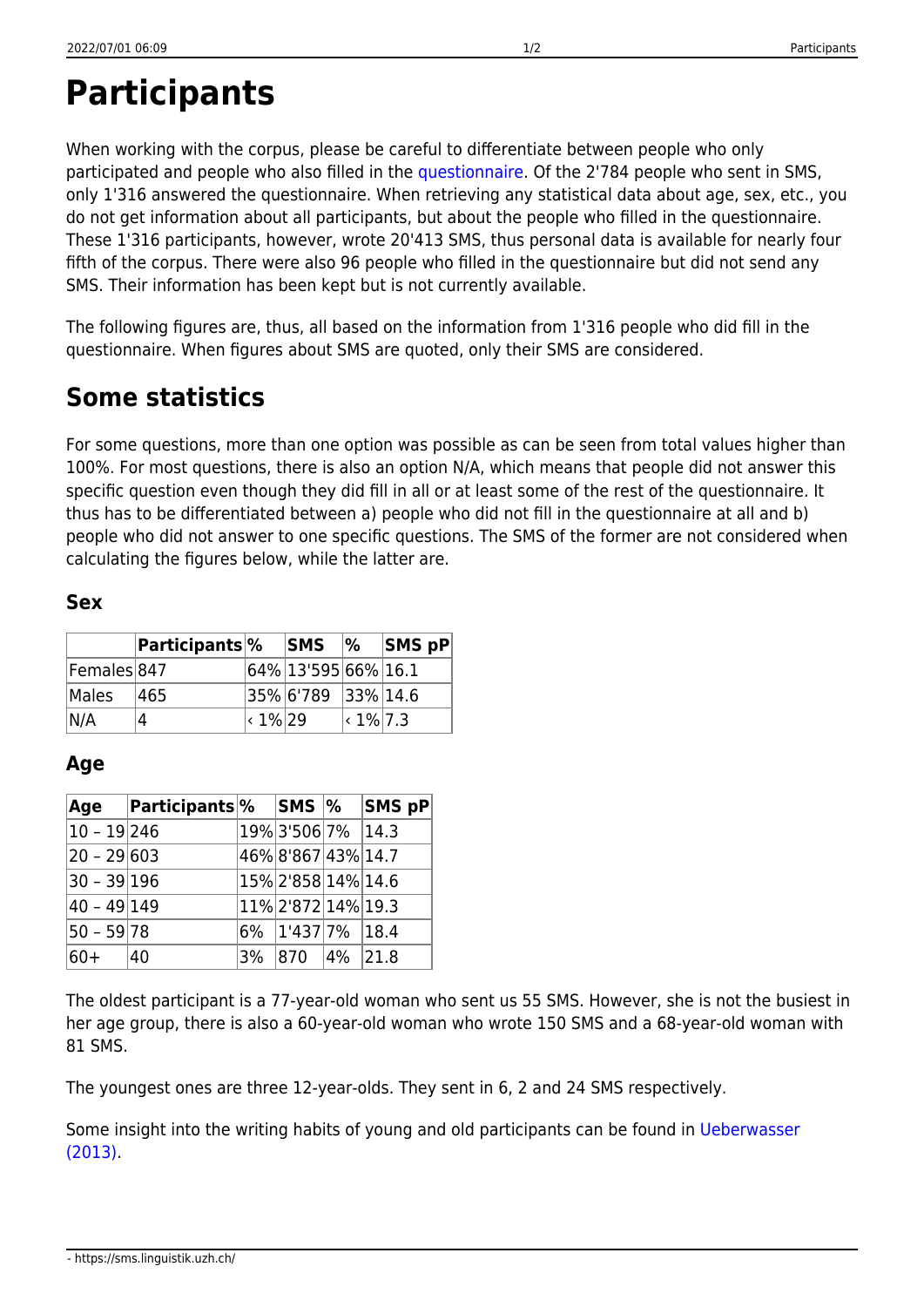# Participants

When working with the corpus, please be careful to differentiate between people who only participated and people who also filled in the questionnaire. Of the 2'784 people who sent in SMS, only 1'316 answered the questionnaire. When retrieving any statistical data about age, sex, etc., you do not get information about all participants, but about the people who filled in the questionnaire. These 1'316 participants, however, wrote 20'413 SMS, thus personal data is available for nearly four fifth of the corpus. There were also 96 people who filled in the questionnaire but did not send any SMS. Their information has been kept but is not currently available.

The following figures are, thus, all based on the information from 1'316 people who did fill in the questionnaire. When figures about SMS are quoted, only their SMS are considered.

## Some statistics

For some questions, more than one option was possible as can be seen from total values higher than 100%. For most questions, there is also an option N/A, which means that people did not answer this specific question even though they did fill in all or at least some of the rest of the questionnaire. It thus has to be differentiated between a) people who did not fill in the questionnaire at all and b) people who did not answer to one specific questions. The SMS of the former are not considered when calculating the figures below, while the latter are.

### Sex

| | Participants | % | SMS | % | SMS pP |
|---|---|---|---|---|---|
| Females | 847 | 64% | 13'595 | 66% | 16.1 |
| Males | 465 | 35% | 6'789 | 33% | 14.6 |
| N/A | 4 | ‹ 1% | 29 | ‹ 1% | 7.3 |

### Age

| Age | Participants | % | SMS | % | SMS pP |
|---|---|---|---|---|---|
| 10 – 19 | 246 | 19% | 3'506 | 7% | 14.3 |
| 20 – 29 | 603 | 46% | 8'867 | 43% | 14.7 |
| 30 – 39 | 196 | 15% | 2'858 | 14% | 14.6 |
| 40 – 49 | 149 | 11% | 2'872 | 14% | 19.3 |
| 50 – 59 | 78 | 6% | 1'437 | 7% | 18.4 |
| 60+ | 40 | 3% | 870 | 4% | 21.8 |

The oldest participant is a 77-year-old woman who sent us 55 SMS. However, she is not the busiest in her age group, there is also a 60-year-old woman who wrote 150 SMS and a 68-year-old woman with 81 SMS.

The youngest ones are three 12-year-olds. They sent in 6, 2 and 24 SMS respectively.

Some insight into the writing habits of young and old participants can be found in Ueberwasser (2013).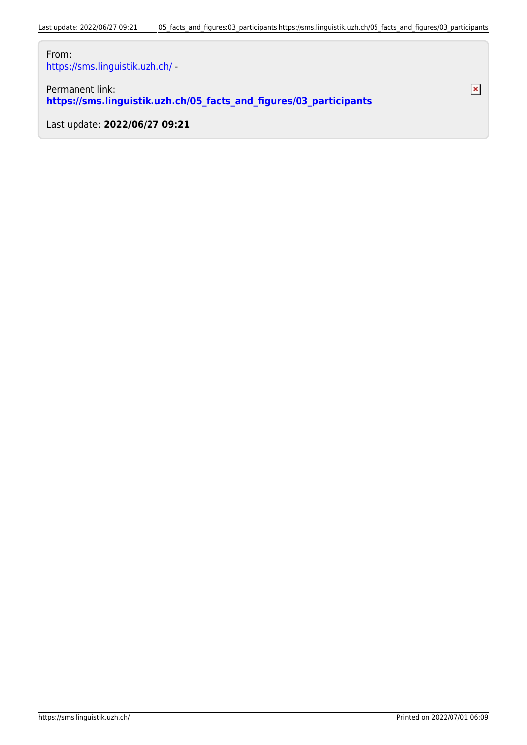From:
https://sms.linguistik.uzh.ch/ -

Permanent link:
**https://sms.linguistik.uzh.ch/05_facts_and_figures/03_participants**

Last update: **2022/06/27 09:21**